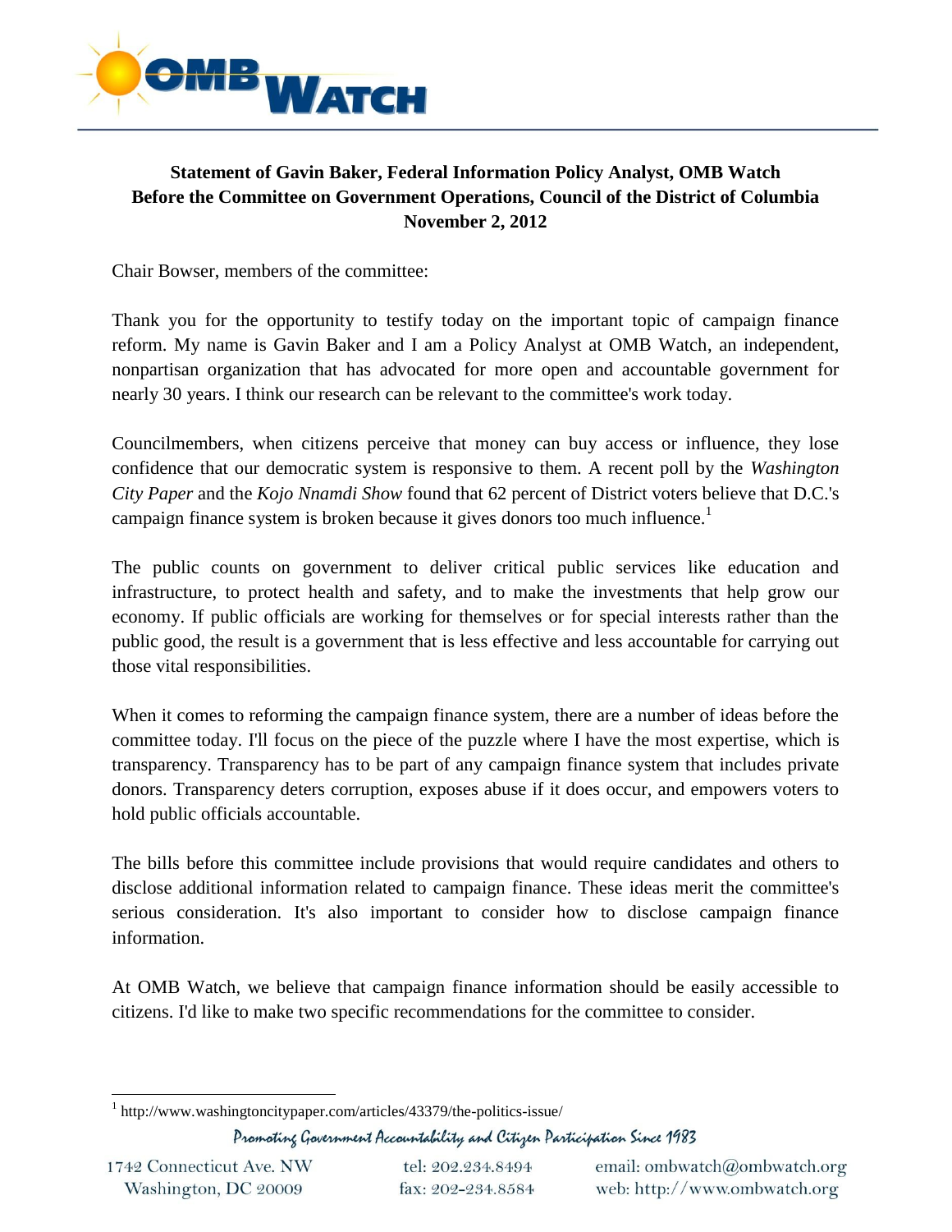**Statement of Gavin Baker, Federal Information Policy Analyst, OMB Watch**
**Before the Committee on Government Operations, Council of the District of Columbia**
**November 2, 2012**

Chair Bowser, members of the committee:

Thank you for the opportunity to testify today on the important topic of campaign finance reform. My name is Gavin Baker and I am a Policy Analyst at OMB Watch, an independent, nonpartisan organization that has advocated for more open and accountable government for nearly 30 years. I think our research can be relevant to the committee's work today.

Councilmembers, when citizens perceive that money can buy access or influence, they lose confidence that our democratic system is responsive to them. A recent poll by the *Washington City Paper* and the *Kojo Nnamdi Show* found that 62 percent of District voters believe that D.C.'s campaign finance system is broken because it gives donors too much influence.[1]

The public counts on government to deliver critical public services like education and infrastructure, to protect health and safety, and to make the investments that help grow our economy. If public officials are working for themselves or for special interests rather than the public good, the result is a government that is less effective and less accountable for carrying out those vital responsibilities.

When it comes to reforming the campaign finance system, there are a number of ideas before the committee today. I'll focus on the piece of the puzzle where I have the most expertise, which is transparency. Transparency has to be part of any campaign finance system that includes private donors. Transparency deters corruption, exposes abuse if it does occur, and empowers voters to hold public officials accountable.

The bills before this committee include provisions that would require candidates and others to disclose additional information related to campaign finance. These ideas merit the committee's serious consideration. It's also important to consider how to disclose campaign finance information.

At OMB Watch, we believe that campaign finance information should be easily accessible to citizens. I'd like to make two specific recommendations for the committee to consider.

---

[1] http://www.washingtoncitypaper.com/articles/43379/the-politics-issue/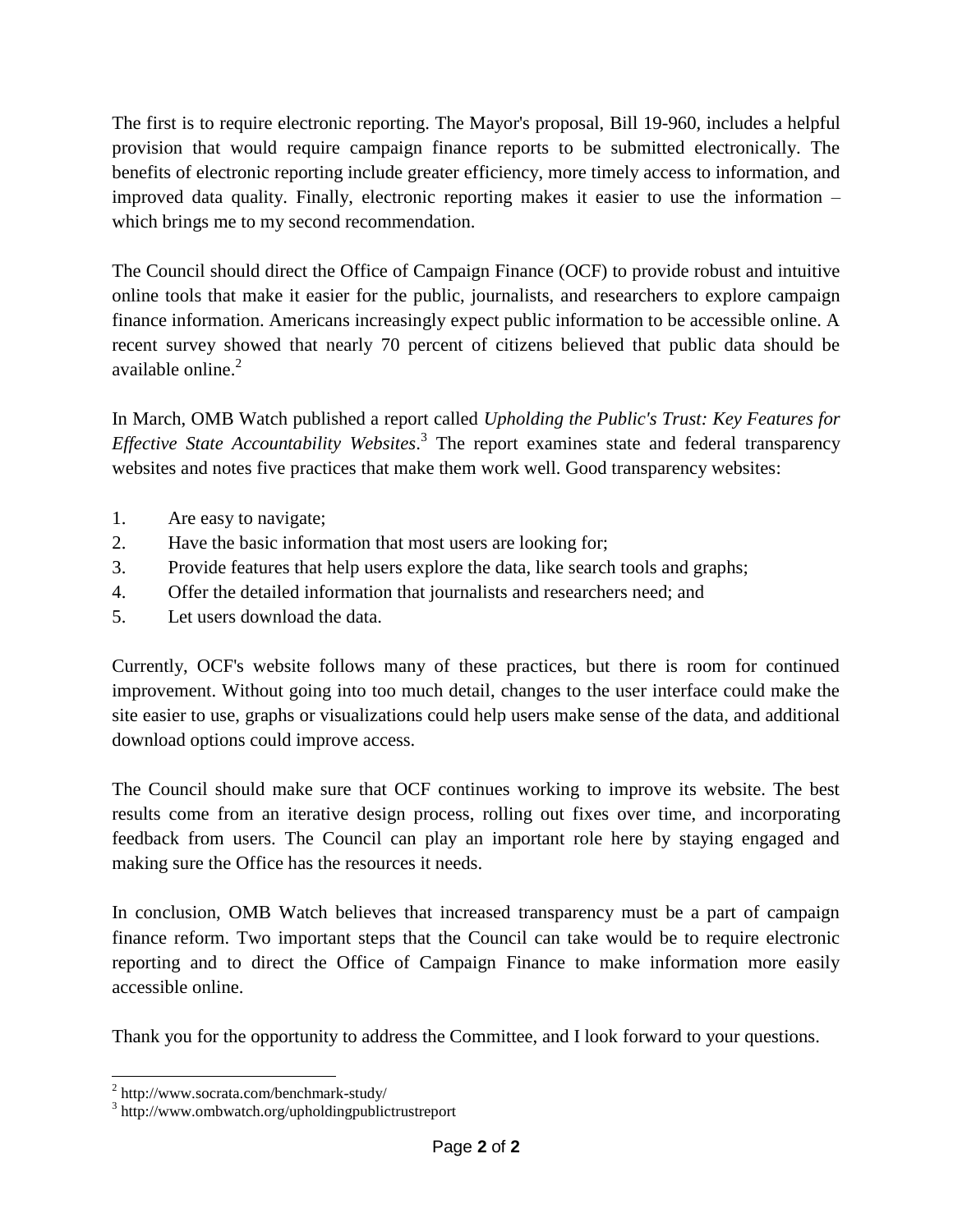The first is to require electronic reporting. The Mayor's proposal, Bill 19-960, includes a helpful provision that would require campaign finance reports to be submitted electronically. The benefits of electronic reporting include greater efficiency, more timely access to information, and improved data quality. Finally, electronic reporting makes it easier to use the information – which brings me to my second recommendation.

The Council should direct the Office of Campaign Finance (OCF) to provide robust and intuitive online tools that make it easier for the public, journalists, and researchers to explore campaign finance information. Americans increasingly expect public information to be accessible online. A recent survey showed that nearly 70 percent of citizens believed that public data should be available online.[2]

In March, OMB Watch published a report called *Upholding the Public's Trust: Key Features for Effective State Accountability Websites*.[3] The report examines state and federal transparency websites and notes five practices that make them work well. Good transparency websites:

1. Are easy to navigate;
2. Have the basic information that most users are looking for;
3. Provide features that help users explore the data, like search tools and graphs;
4. Offer the detailed information that journalists and researchers need; and
5. Let users download the data.

Currently, OCF's website follows many of these practices, but there is room for continued improvement. Without going into too much detail, changes to the user interface could make the site easier to use, graphs or visualizations could help users make sense of the data, and additional download options could improve access.

The Council should make sure that OCF continues working to improve its website. The best results come from an iterative design process, rolling out fixes over time, and incorporating feedback from users. The Council can play an important role here by staying engaged and making sure the Office has the resources it needs.

In conclusion, OMB Watch believes that increased transparency must be a part of campaign finance reform. Two important steps that the Council can take would be to require electronic reporting and to direct the Office of Campaign Finance to make information more easily accessible online.

Thank you for the opportunity to address the Committee, and I look forward to your questions.

---

[2] http://www.socrata.com/benchmark-study/

[3] http://www.ombwatch.org/upholdingpublictrustreport